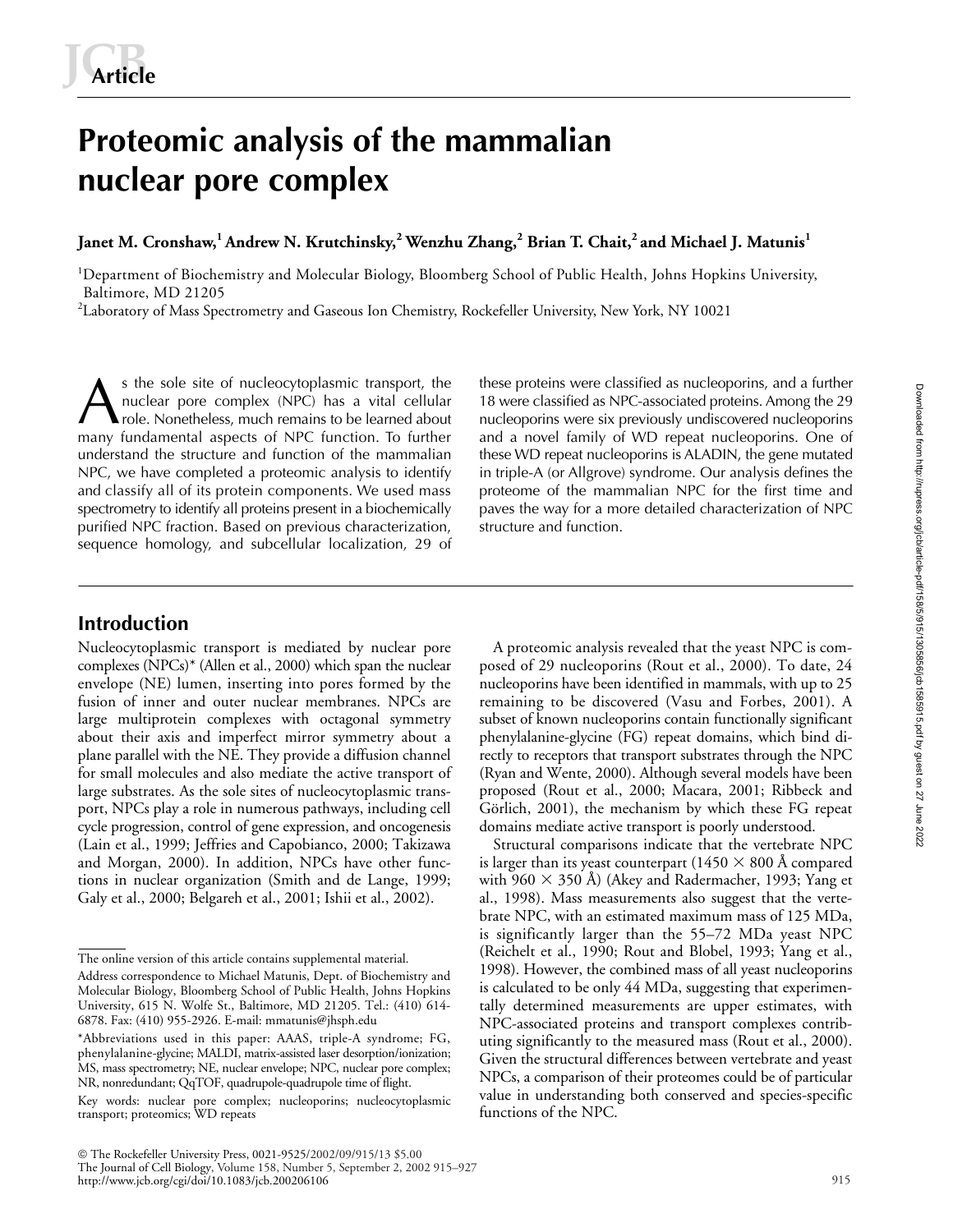# Proteomic analysis of the mammalian nuclear pore complex

**Janet M. Cronshaw,[1] Andrew N. Krutchinsky,[2] Wenzhu Zhang,[2] Brian T. Chait,[2] and Michael J. Matunis[1]**

[1]Department of Biochemistry and Molecular Biology, Bloomberg School of Public Health, Johns Hopkins University, Baltimore, MD 21205

[2]Laboratory of Mass Spectrometry and Gaseous Ion Chemistry, Rockefeller University, New York, NY 10021

As the sole site of nucleocytoplasmic transport, the nuclear pore complex (NPC) has a vital cellular role. Nonetheless, much remains to be learned about many fundamental aspects of NPC function. To further understand the structure and function of the mammalian NPC, we have completed a proteomic analysis to identify and classify all of its protein components. We used mass spectrometry to identify all proteins present in a biochemically purified NPC fraction. Based on previous characterization, sequence homology, and subcellular localization, 29 of these proteins were classified as nucleoporins, and a further 18 were classified as NPC-associated proteins. Among the 29 nucleoporins were six previously undiscovered nucleoporins and a novel family of WD repeat nucleoporins. One of these WD repeat nucleoporins is ALADIN, the gene mutated in triple-A (or Allgrove) syndrome. Our analysis defines the proteome of the mammalian NPC for the first time and paves the way for a more detailed characterization of NPC structure and function.

## Introduction

Nucleocytoplasmic transport is mediated by nuclear pore complexes (NPCs)* (Allen et al., 2000) which span the nuclear envelope (NE) lumen, inserting into pores formed by the fusion of inner and outer nuclear membranes. NPCs are large multiprotein complexes with octagonal symmetry about their axis and imperfect mirror symmetry about a plane parallel with the NE. They provide a diffusion channel for small molecules and also mediate the active transport of large substrates. As the sole sites of nucleocytoplasmic transport, NPCs play a role in numerous pathways, including cell cycle progression, control of gene expression, and oncogenesis (Lain et al., 1999; Jeffries and Capobianco, 2000; Takizawa and Morgan, 2000). In addition, NPCs have other functions in nuclear organization (Smith and de Lange, 1999; Galy et al., 2000; Belgareh et al., 2001; Ishii et al., 2002).

A proteomic analysis revealed that the yeast NPC is composed of 29 nucleoporins (Rout et al., 2000). To date, 24 nucleoporins have been identified in mammals, with up to 25 remaining to be discovered (Vasu and Forbes, 2001). A subset of known nucleoporins contain functionally significant phenylalanine-glycine (FG) repeat domains, which bind directly to receptors that transport substrates through the NPC (Ryan and Wente, 2000). Although several models have been proposed (Rout et al., 2000; Macara, 2001; Ribbeck and Görlich, 2001), the mechanism by which these FG repeat domains mediate active transport is poorly understood.

Structural comparisons indicate that the vertebrate NPC is larger than its yeast counterpart (1450 × 800 Å compared with 960 × 350 Å) (Akey and Radermacher, 1993; Yang et al., 1998). Mass measurements also suggest that the vertebrate NPC, with an estimated maximum mass of 125 MDa, is significantly larger than the 55–72 MDa yeast NPC (Reichelt et al., 1990; Rout and Blobel, 1993; Yang et al., 1998). However, the combined mass of all yeast nucleoporins is calculated to be only 44 MDa, suggesting that experimentally determined measurements are upper estimates, with NPC-associated proteins and transport complexes contributing significantly to the measured mass (Rout et al., 2000). Given the structural differences between vertebrate and yeast NPCs, a comparison of their proteomes could be of particular value in understanding both conserved and species-specific functions of the NPC.

---

The online version of this article contains supplemental material.

Address correspondence to Michael Matunis, Dept. of Biochemistry and Molecular Biology, Bloomberg School of Public Health, Johns Hopkins University, 615 N. Wolfe St., Baltimore, MD 21205. Tel.: (410) 614-6878. Fax: (410) 955-2926. E-mail: mmatunis@jhsph.edu

*Abbreviations used in this paper: AAAS, triple-A syndrome; FG, phenylalanine-glycine; MALDI, matrix-assisted laser desorption/ionization; MS, mass spectrometry; NE, nuclear envelope; NPC, nuclear pore complex; NR, nonredundant; QqTOF, quadrupole-quadrupole time of flight.

Key words: nuclear pore complex; nucleoporins; nucleocytoplasmic transport; proteomics; WD repeats

© The Rockefeller University Press, 0021-9525/2002/09/915/13 $5.00
http://www.jcb.org/cgi/doi/10.1083/jcb.200206106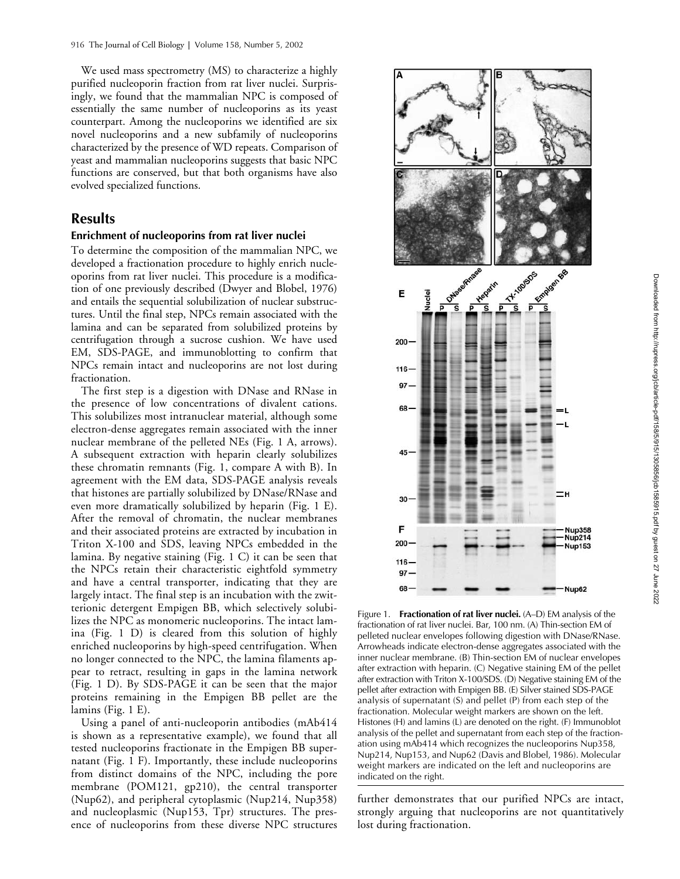We used mass spectrometry (MS) to characterize a highly purified nucleoporin fraction from rat liver nuclei. Surprisingly, we found that the mammalian NPC is composed of essentially the same number of nucleoporins as its yeast counterpart. Among the nucleoporins we identified are six novel nucleoporins and a new subfamily of nucleoporins characterized by the presence of WD repeats. Comparison of yeast and mammalian nucleoporins suggests that basic NPC functions are conserved, but that both organisms have also evolved specialized functions.

## Results

### Enrichment of nucleoporins from rat liver nuclei

To determine the composition of the mammalian NPC, we developed a fractionation procedure to highly enrich nucleoporins from rat liver nuclei. This procedure is a modification of one previously described (Dwyer and Blobel, 1976) and entails the sequential solubilization of nuclear substructures. Until the final step, NPCs remain associated with the lamina and can be separated from solubilized proteins by centrifugation through a sucrose cushion. We have used EM, SDS-PAGE, and immunoblotting to confirm that NPCs remain intact and nucleoporins are not lost during fractionation.

The first step is a digestion with DNase and RNase in the presence of low concentrations of divalent cations. This solubilizes most intranuclear material, although some electron-dense aggregates remain associated with the inner nuclear membrane of the pelleted NEs (Fig. 1 A, arrows). A subsequent extraction with heparin clearly solubilizes these chromatin remnants (Fig. 1, compare A with B). In agreement with the EM data, SDS-PAGE analysis reveals that histones are partially solubilized by DNase/RNase and even more dramatically solubilized by heparin (Fig. 1 E). After the removal of chromatin, the nuclear membranes and their associated proteins are extracted by incubation in Triton X-100 and SDS, leaving NPCs embedded in the lamina. By negative staining (Fig. 1 C) it can be seen that the NPCs retain their characteristic eightfold symmetry and have a central transporter, indicating that they are largely intact. The final step is an incubation with the zwitterionic detergent Empigen BB, which selectively solubilizes the NPC as monomeric nucleoporins. The intact lamina (Fig. 1 D) is cleared from this solution of highly enriched nucleoporins by high-speed centrifugation. When no longer connected to the NPC, the lamina filaments appear to retract, resulting in gaps in the lamina network (Fig. 1 D). By SDS-PAGE it can be seen that the major proteins remaining in the Empigen BB pellet are the lamins (Fig. 1 E).

Using a panel of anti-nucleoporin antibodies (mAb414 is shown as a representative example), we found that all tested nucleoporins fractionate in the Empigen BB supernatant (Fig. 1 F). Importantly, these include nucleoporins from distinct domains of the NPC, including the pore membrane (POM121, gp210), the central transporter (Nup62), and peripheral cytoplasmic (Nup214, Nup358) and nucleoplasmic (Nup153, Tpr) structures. The presence of nucleoporins from these diverse NPC structures further demonstrates that our purified NPCs are intact, strongly arguing that nucleoporins are not quantitatively lost during fractionation.

Figure 1. **Fractionation of rat liver nuclei.** (A–D) EM analysis of the fractionation of rat liver nuclei. Bar, 100 nm. (A) Thin-section EM of pelleted nuclear envelopes following digestion with DNase/RNase. Arrowheads indicate electron-dense aggregates associated with the inner nuclear membrane. (B) Thin-section EM of nuclear envelopes after extraction with heparin. (C) Negative staining EM of the pellet after extraction with Triton X-100/SDS. (D) Negative staining EM of the pellet after extraction with Empigen BB. (E) Silver stained SDS-PAGE analysis of supernatant (S) and pellet (P) from each step of the fractionation. Molecular weight markers are shown on the left. Histones (H) and lamins (L) are denoted on the right. (F) Immunoblot analysis of the pellet and supernatant from each step of the fractionation using mAb414 which recognizes the nucleoporins Nup358, Nup214, Nup153, and Nup62 (Davis and Blobel, 1986). Molecular weight markers are indicated on the left and nucleoporins are indicated on the right.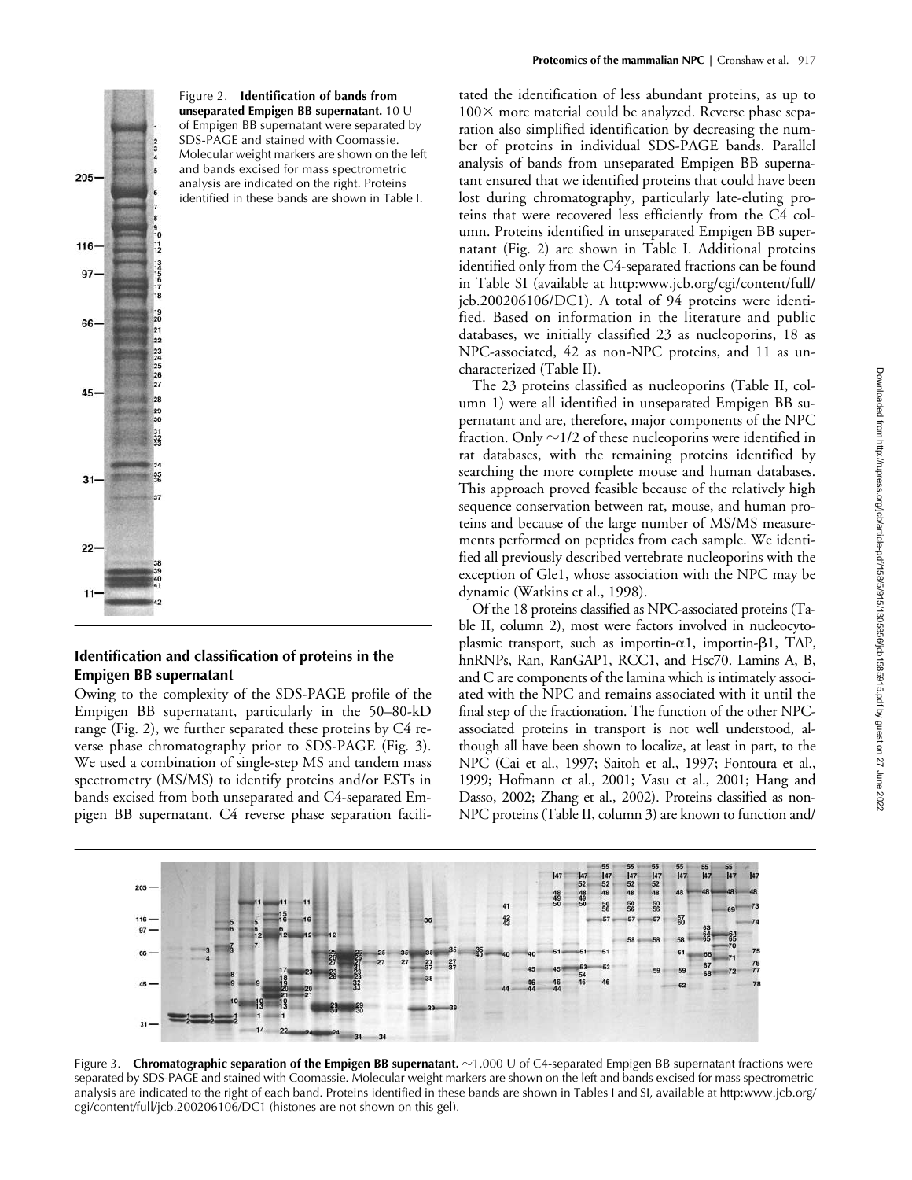Figure 2. **Identification of bands from unseparated Empigen BB supernatant.** 10 U of Empigen BB supernatant were separated by SDS-PAGE and stained with Coomassie. Molecular weight markers are shown on the left and bands excised for mass spectrometric analysis are indicated on the right. Proteins identified in these bands are shown in Table I.

## Identification and classification of proteins in the Empigen BB supernatant

Owing to the complexity of the SDS-PAGE profile of the Empigen BB supernatant, particularly in the 50–80-kD range (Fig. 2), we further separated these proteins by C4 reverse phase chromatography prior to SDS-PAGE (Fig. 3). We used a combination of single-step MS and tandem mass spectrometry (MS/MS) to identify proteins and/or ESTs in bands excised from both unseparated and C4-separated Empigen BB supernatant. C4 reverse phase separation facilitated the identification of less abundant proteins, as up to 100× more material could be analyzed. Reverse phase separation also simplified identification by decreasing the number of proteins in individual SDS-PAGE bands. Parallel analysis of bands from unseparated Empigen BB supernatant ensured that we identified proteins that could have been lost during chromatography, particularly late-eluting proteins that were recovered less efficiently from the C4 column. Proteins identified in unseparated Empigen BB supernatant (Fig. 2) are shown in Table I. Additional proteins identified only from the C4-separated fractions can be found in Table SI (available at http:www.jcb.org/cgi/content/full/jcb.200206106/DC1). A total of 94 proteins were identified. Based on information in the literature and public databases, we initially classified 23 as nucleoporins, 18 as NPC-associated, 42 as non-NPC proteins, and 11 as uncharacterized (Table II).

The 23 proteins classified as nucleoporins (Table II, column 1) were all identified in unseparated Empigen BB supernatant and are, therefore, major components of the NPC fraction. Only ~1/2 of these nucleoporins were identified in rat databases, with the remaining proteins identified by searching the more complete mouse and human databases. This approach proved feasible because of the relatively high sequence conservation between rat, mouse, and human proteins and because of the large number of MS/MS measurements performed on peptides from each sample. We identified all previously described vertebrate nucleoporins with the exception of Gle1, whose association with the NPC may be dynamic (Watkins et al., 1998).

Of the 18 proteins classified as NPC-associated proteins (Table II, column 2), most were factors involved in nucleocytoplasmic transport, such as importin-α1, importin-β1, TAP, hnRNPs, Ran, RanGAP1, RCC1, and Hsc70. Lamins A, B, and C are components of the lamina which is intimately associated with the NPC and remains associated with it until the final step of the fractionation. The function of the other NPC-associated proteins in transport is not well understood, although all have been shown to localize, at least in part, to the NPC (Cai et al., 1997; Saitoh et al., 1997; Fontoura et al., 1999; Hofmann et al., 2001; Vasu et al., 2001; Hang and Dasso, 2002; Zhang et al., 2002). Proteins classified as non-NPC proteins (Table II, column 3) are known to function and/

Figure 3. **Chromatographic separation of the Empigen BB supernatant.** ~1,000 U of C4-separated Empigen BB supernatant fractions were separated by SDS-PAGE and stained with Coomassie. Molecular weight markers are shown on the left and bands excised for mass spectrometric analysis are indicated to the right of each band. Proteins identified in these bands are shown in Tables I and SI, available at http:www.jcb.org/cgi/content/full/jcb.200206106/DC1 (histones are not shown on this gel).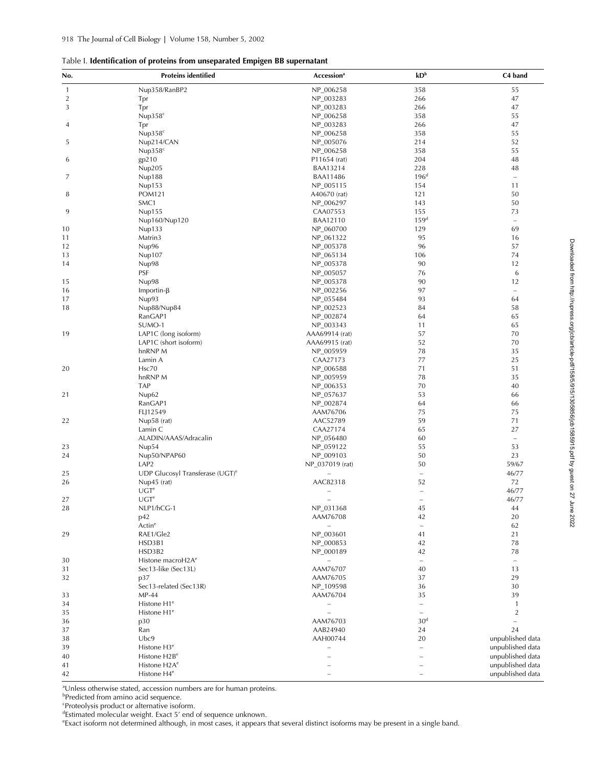Table I. **Identification of proteins from unseparated Empigen BB supernatant**

| No. | Proteins identified | Accession[a] | kD[b] | C4 band |
|---|---|---|---|---|
| 1 | Nup358/RanBP2 | NP_006258 | 358 | 55 |
| 2 | Tpr | NP_003283 | 266 | 47 |
| 3 | Tpr | NP_003283 | 266 | 47 |
| | Nup358[c] | NP_006258 | 358 | 55 |
| 4 | Tpr | NP_003283 | 266 | 47 |
| | Nup358[c] | NP_006258 | 358 | 55 |
| 5 | Nup214/CAN | NP_005076 | 214 | 52 |
| | Nup358[c] | NP_006258 | 358 | 55 |
| 6 | gp210 | P11654 (rat) | 204 | 48 |
| | Nup205 | BAA13214 | 228 | 48 |
| 7 | Nup188 | BAA11486 | 196[d] | – |
| | Nup153 | NP_005115 | 154 | 11 |
| 8 | POM121 | A40670 (rat) | 121 | 50 |
| | SMC1 | NP_006297 | 143 | 50 |
| 9 | Nup155 | CAA07553 | 155 | 73 |
| | Nup160/Nup120 | BAA12110 | 159[d] | – |
| 10 | Nup133 | NP_060700 | 129 | 69 |
| 11 | Matrin3 | NP_061322 | 95 | 16 |
| 12 | Nup96 | NP_005378 | 96 | 57 |
| 13 | Nup107 | NP_065134 | 106 | 74 |
| 14 | Nup98 | NP_005378 | 90 | 12 |
| | PSF | NP_005057 | 76 | 6 |
| 15 | Nup98 | NP_005378 | 90 | 12 |
| 16 | Importin-β | NP_002256 | 97 | – |
| 17 | Nup93 | NP_055484 | 93 | 64 |
| 18 | Nup88/Nup84 | NP_002523 | 84 | 58 |
| | RanGAP1 | NP_002874 | 64 | 65 |
| | SUMO-1 | NP_003343 | 11 | 65 |
| 19 | LAP1C (long isoform) | AAA69914 (rat) | 57 | 70 |
| | LAP1C (short isoform) | AAA69915 (rat) | 52 | 70 |
| | hnRNP M | NP_005959 | 78 | 35 |
| | Lamin A | CAA27173 | 77 | 25 |
| 20 | Hsc70 | NP_006588 | 71 | 51 |
| | hnRNP M | NP_005959 | 78 | 35 |
| | TAP | NP_006353 | 70 | 40 |
| 21 | Nup62 | NP_057637 | 53 | 66 |
| | RanGAP1 | NP_002874 | 64 | 66 |
| | FLJ12549 | AAM76706 | 75 | 75 |
| 22 | Nup58 (rat) | AAC52789 | 59 | 71 |
| | Lamin C | CAA27174 | 65 | 27 |
| | ALADIN/AAAS/Adracalin | NP_056480 | 60 | – |
| 23 | Nup54 | NP_059122 | 55 | 53 |
| 24 | Nup50/NPAP60 | NP_009103 | 50 | 23 |
| | LAP2 | NP_037019 (rat) | 50 | 59/67 |
| 25 | UDP Glucosyl Transferase (UGT)[e] | – | – | 46/77 |
| 26 | Nup45 (rat) | AAC82318 | 52 | 72 |
| | UGT[e] | – | – | 46/77 |
| 27 | UGT[e] | – | – | 46/77 |
| 28 | NLP1/hCG-1 | NP_031368 | 45 | 44 |
| | p42 | AAM76708 | 42 | 20 |
| | Actin[e] | – | – | 62 |
| 29 | RAE1/Gle2 | NP_003601 | 41 | 21 |
| | HSD3B1 | NP_000853 | 42 | 78 |
| | HSD3B2 | NP_000189 | 42 | 78 |
| 30 | Histone macroH2A[e] | – | – | – |
| 31 | Sec13-like (Sec13L) | AAM76707 | 40 | 13 |
| 32 | p37 | AAM76705 | 37 | 29 |
| | Sec13-related (Sec13R) | NP_109598 | 36 | 30 |
| 33 | MP-44 | AAM76704 | 35 | 39 |
| 34 | Histone H1[e] | – | – | 1 |
| 35 | Histone H1[e] | – | – | 2 |
| 36 | p30 | AAM76703 | 30[d] | – |
| 37 | Ran | AAB24940 | 24 | 24 |
| 38 | Ubc9 | AAH00744 | 20 | unpublished data |
| 39 | Histone H3[e] | – | – | unpublished data |
| 40 | Histone H2B[e] | – | – | unpublished data |
| 41 | Histone H2A[e] | – | – | unpublished data |
| 42 | Histone H4[e] | – | – | unpublished data |

[a]Unless otherwise stated, accession numbers are for human proteins.
[b]Predicted from amino acid sequence.
[c]Proteolysis product or alternative isoform.
[d]Estimated molecular weight. Exact 5′ end of sequence unknown.
[e]Exact isoform not determined although, in most cases, it appears that several distinct isoforms may be present in a single band.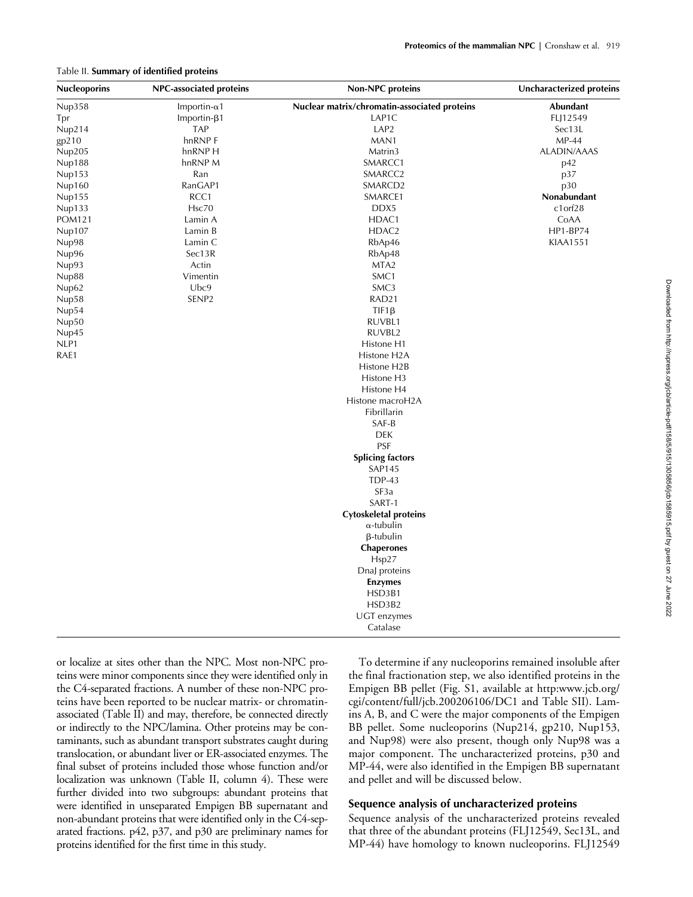Table II. **Summary of identified proteins**

| Nucleoporins | NPC-associated proteins | Non-NPC proteins | Uncharacterized proteins |
|---|---|---|---|
| Nup358 | Importin-α1 | **Nuclear matrix/chromatin-associated proteins** | **Abundant** |
| Tpr | Importin-β1 | LAP1C | FLJ12549 |
| Nup214 | TAP | LAP2 | Sec13L |
| gp210 | hnRNP F | MAN1 | MP-44 |
| Nup205 | hnRNP H | Matrin3 | ALADIN/AAAS |
| Nup188 | hnRNP M | SMARCC1 | p42 |
| Nup153 | Ran | SMARCC2 | p37 |
| Nup160 | RanGAP1 | SMARCD2 | p30 |
| Nup155 | RCC1 | SMARCE1 | **Nonabundant** |
| Nup133 | Hsc70 | DDX5 | c1orf28 |
| POM121 | Lamin A | HDAC1 | CoAA |
| Nup107 | Lamin B | HDAC2 | HP1-BP74 |
| Nup98 | Lamin C | RbAp46 | KIAA1551 |
| Nup96 | Sec13R | RbAp48 | |
| Nup93 | Actin | MTA2 | |
| Nup88 | Vimentin | SMC1 | |
| Nup62 | Ubc9 | SMC3 | |
| Nup58 | SENP2 | RAD21 | |
| Nup54 | | TIF1β | |
| Nup50 | | RUVBL1 | |
| Nup45 | | RUVBL2 | |
| NLP1 | | Histone H1 | |
| RAE1 | | Histone H2A | |
| | | Histone H2B | |
| | | Histone H3 | |
| | | Histone H4 | |
| | | Histone macroH2A | |
| | | Fibrillarin | |
| | | SAF-B | |
| | | DEK | |
| | | PSF | |
| | | **Splicing factors** | |
| | | SAP145 | |
| | | TDP-43 | |
| | | SF3a | |
| | | SART-1 | |
| | | **Cytoskeletal proteins** | |
| | | α-tubulin | |
| | | β-tubulin | |
| | | **Chaperones** | |
| | | Hsp27 | |
| | | DnaJ proteins | |
| | | **Enzymes** | |
| | | HSD3B1 | |
| | | HSD3B2 | |
| | | UGT enzymes | |
| | | Catalase | |

or localize at sites other than the NPC. Most non-NPC proteins were minor components since they were identified only in the C4-separated fractions. A number of these non-NPC proteins have been reported to be nuclear matrix- or chromatin-associated (Table II) and may, therefore, be connected directly or indirectly to the NPC/lamina. Other proteins may be contaminants, such as abundant transport substrates caught during translocation, or abundant liver or ER-associated enzymes. The final subset of proteins included those whose function and/or localization was unknown (Table II, column 4). These were further divided into two subgroups: abundant proteins that were identified in unseparated Empigen BB supernatant and non-abundant proteins that were identified only in the C4-separated fractions. p42, p37, and p30 are preliminary names for proteins identified for the first time in this study.

To determine if any nucleoporins remained insoluble after the final fractionation step, we also identified proteins in the Empigen BB pellet (Fig. S1, available at http:www.jcb.org/cgi/content/full/jcb.200206106/DC1 and Table SII). Lamins A, B, and C were the major components of the Empigen BB pellet. Some nucleoporins (Nup214, gp210, Nup153, and Nup98) were also present, though only Nup98 was a major component. The uncharacterized proteins, p30 and MP-44, were also identified in the Empigen BB supernatant and pellet and will be discussed below.

## Sequence analysis of uncharacterized proteins

Sequence analysis of the uncharacterized proteins revealed that three of the abundant proteins (FLJ12549, Sec13L, and MP-44) have homology to known nucleoporins. FLJ12549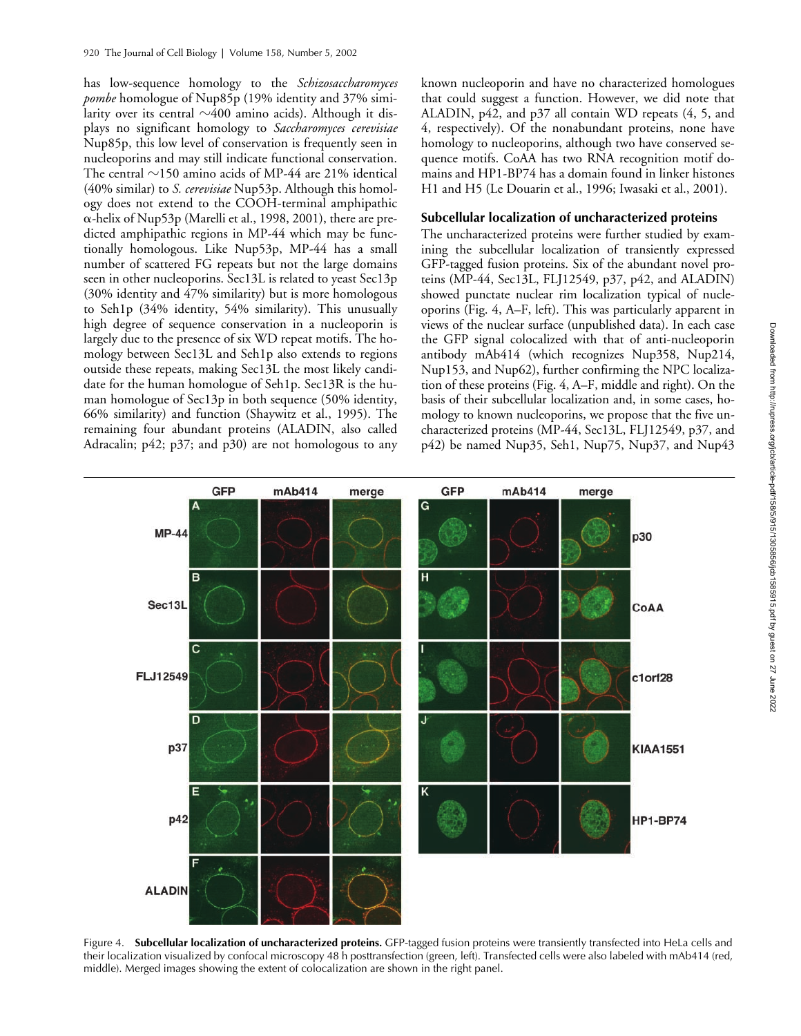has low-sequence homology to the *Schizosaccharomyces pombe* homologue of Nup85p (19% identity and 37% similarity over its central ~400 amino acids). Although it displays no significant homology to *Saccharomyces cerevisiae* Nup85p, this low level of conservation is frequently seen in nucleoporins and may still indicate functional conservation. The central ~150 amino acids of MP-44 are 21% identical (40% similar) to *S. cerevisiae* Nup53p. Although this homology does not extend to the COOH-terminal amphipathic α-helix of Nup53p (Marelli et al., 1998, 2001), there are predicted amphipathic regions in MP-44 which may be functionally homologous. Like Nup53p, MP-44 has a small number of scattered FG repeats but not the large domains seen in other nucleoporins. Sec13L is related to yeast Sec13p (30% identity and 47% similarity) but is more homologous to Seh1p (34% identity, 54% similarity). This unusually high degree of sequence conservation in a nucleoporin is largely due to the presence of six WD repeat motifs. The homology between Sec13L and Seh1p also extends to regions outside these repeats, making Sec13L the most likely candidate for the human homologue of Seh1p. Sec13R is the human homologue of Sec13p in both sequence (50% identity, 66% similarity) and function (Shaywitz et al., 1995). The remaining four abundant proteins (ALADIN, also called Adracalin; p42; p37; and p30) are not homologous to any known nucleoporin and have no characterized homologues that could suggest a function. However, we did note that ALADIN, p42, and p37 all contain WD repeats (4, 5, and 4, respectively). Of the nonabundant proteins, none have homology to nucleoporins, although two have conserved sequence motifs. CoAA has two RNA recognition motif domains and HP1-BP74 has a domain found in linker histones H1 and H5 (Le Douarin et al., 1996; Iwasaki et al., 2001).

## Subcellular localization of uncharacterized proteins

The uncharacterized proteins were further studied by examining the subcellular localization of transiently expressed GFP-tagged fusion proteins. Six of the abundant novel proteins (MP-44, Sec13L, FLJ12549, p37, p42, and ALADIN) showed punctate nuclear rim localization typical of nucleoporins (Fig. 4, A–F, left). This was particularly apparent in views of the nuclear surface (unpublished data). In each case the GFP signal colocalized with that of anti-nucleoporin antibody mAb414 (which recognizes Nup358, Nup214, Nup153, and Nup62), further confirming the NPC localization of these proteins (Fig. 4, A–F, middle and right). On the basis of their subcellular localization and, in some cases, homology to known nucleoporins, we propose that the five uncharacterized proteins (MP-44, Sec13L, FLJ12549, p37, and p42) be named Nup35, Seh1, Nup75, Nup37, and Nup43

Figure 4. **Subcellular localization of uncharacterized proteins.** GFP-tagged fusion proteins were transiently transfected into HeLa cells and their localization visualized by confocal microscopy 48 h posttransfection (green, left). Transfected cells were also labeled with mAb414 (red, middle). Merged images showing the extent of colocalization are shown in the right panel.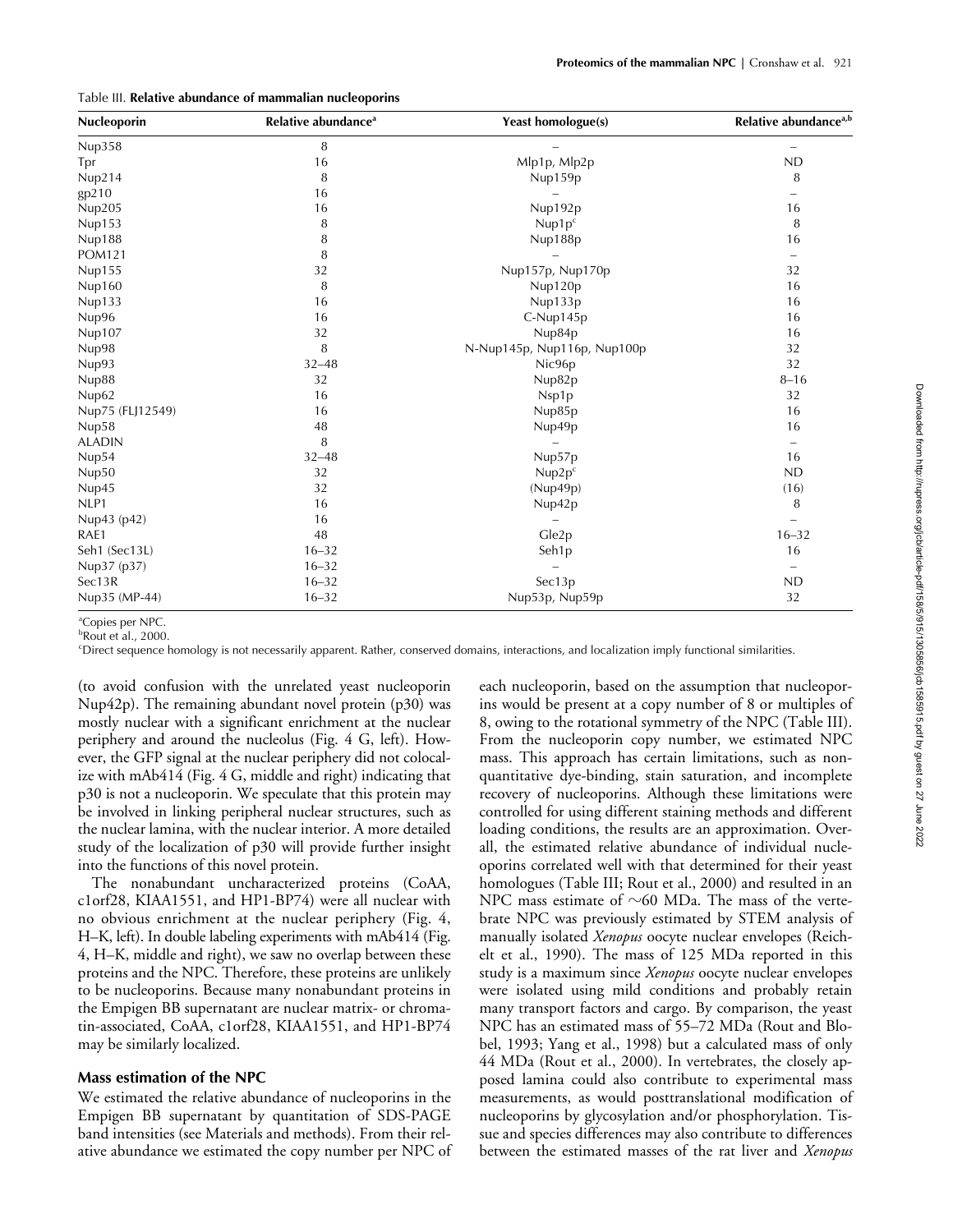Table III. **Relative abundance of mammalian nucleoporins**

| Nucleoporin | Relative abundance[a] | Yeast homologue(s) | Relative abundance[a,b] |
|---|---|---|---|
| Nup358 | 8 | – | – |
| Tpr | 16 | Mlp1p, Mlp2p | ND |
| Nup214 | 8 | Nup159p | 8 |
| gp210 | 16 | – | – |
| Nup205 | 16 | Nup192p | 16 |
| Nup153 | 8 | Nup1p[c] | 8 |
| Nup188 | 8 | Nup188p | 16 |
| POM121 | 8 | – | – |
| Nup155 | 32 | Nup157p, Nup170p | 32 |
| Nup160 | 8 | Nup120p | 16 |
| Nup133 | 16 | Nup133p | 16 |
| Nup96 | 16 | C-Nup145p | 16 |
| Nup107 | 32 | Nup84p | 16 |
| Nup98 | 8 | N-Nup145p, Nup116p, Nup100p | 32 |
| Nup93 | 32–48 | Nic96p | 32 |
| Nup88 | 32 | Nup82p | 8–16 |
| Nup62 | 16 | Nsp1p | 32 |
| Nup75 (FLJ12549) | 16 | Nup85p | 16 |
| Nup58 | 48 | Nup49p | 16 |
| ALADIN | 8 | – | – |
| Nup54 | 32–48 | Nup57p | 16 |
| Nup50 | 32 | Nup2p[c] | ND |
| Nup45 | 32 | (Nup49p) | (16) |
| NLP1 | 16 | Nup42p | 8 |
| Nup43 (p42) | 16 | – | – |
| RAE1 | 48 | Gle2p | 16–32 |
| Seh1 (Sec13L) | 16–32 | Seh1p | 16 |
| Nup37 (p37) | 16–32 | – | – |
| Sec13R | 16–32 | Sec13p | ND |
| Nup35 (MP-44) | 16–32 | Nup53p, Nup59p | 32 |

[a]Copies per NPC.
[b]Rout et al., 2000.
[c]Direct sequence homology is not necessarily apparent. Rather, conserved domains, interactions, and localization imply functional similarities.

(to avoid confusion with the unrelated yeast nucleoporin Nup42p). The remaining abundant novel protein (p30) was mostly nuclear with a significant enrichment at the nuclear periphery and around the nucleolus (Fig. 4 G, left). However, the GFP signal at the nuclear periphery did not colocalize with mAb414 (Fig. 4 G, middle and right) indicating that p30 is not a nucleoporin. We speculate that this protein may be involved in linking peripheral nuclear structures, such as the nuclear lamina, with the nuclear interior. A more detailed study of the localization of p30 will provide further insight into the functions of this novel protein.

The nonabundant uncharacterized proteins (CoAA, c1orf28, KIAA1551, and HP1-BP74) were all nuclear with no obvious enrichment at the nuclear periphery (Fig. 4, H–K, left). In double labeling experiments with mAb414 (Fig. 4, H–K, middle and right), we saw no overlap between these proteins and the NPC. Therefore, these proteins are unlikely to be nucleoporins. Because many nonabundant proteins in the Empigen BB supernatant are nuclear matrix- or chromatin-associated, CoAA, c1orf28, KIAA1551, and HP1-BP74 may be similarly localized.

### Mass estimation of the NPC

We estimated the relative abundance of nucleoporins in the Empigen BB supernatant by quantitation of SDS-PAGE band intensities (see Materials and methods). From their relative abundance we estimated the copy number per NPC of each nucleoporin, based on the assumption that nucleoporins would be present at a copy number of 8 or multiples of 8, owing to the rotational symmetry of the NPC (Table III). From the nucleoporin copy number, we estimated NPC mass. This approach has certain limitations, such as nonquantitative dye-binding, stain saturation, and incomplete recovery of nucleoporins. Although these limitations were controlled for using different staining methods and different loading conditions, the results are an approximation. Overall, the estimated relative abundance of individual nucleoporins correlated well with that determined for their yeast homologues (Table III; Rout et al., 2000) and resulted in an NPC mass estimate of ~60 MDa. The mass of the vertebrate NPC was previously estimated by STEM analysis of manually isolated *Xenopus* oocyte nuclear envelopes (Reichelt et al., 1990). The mass of 125 MDa reported in this study is a maximum since *Xenopus* oocyte nuclear envelopes were isolated using mild conditions and probably retain many transport factors and cargo. By comparison, the yeast NPC has an estimated mass of 55–72 MDa (Rout and Blobel, 1993; Yang et al., 1998) but a calculated mass of only 44 MDa (Rout et al., 2000). In vertebrates, the closely apposed lamina could also contribute to experimental mass measurements, as would posttranslational modification of nucleoporins by glycosylation and/or phosphorylation. Tissue and species differences may also contribute to differences between the estimated masses of the rat liver and *Xenopus*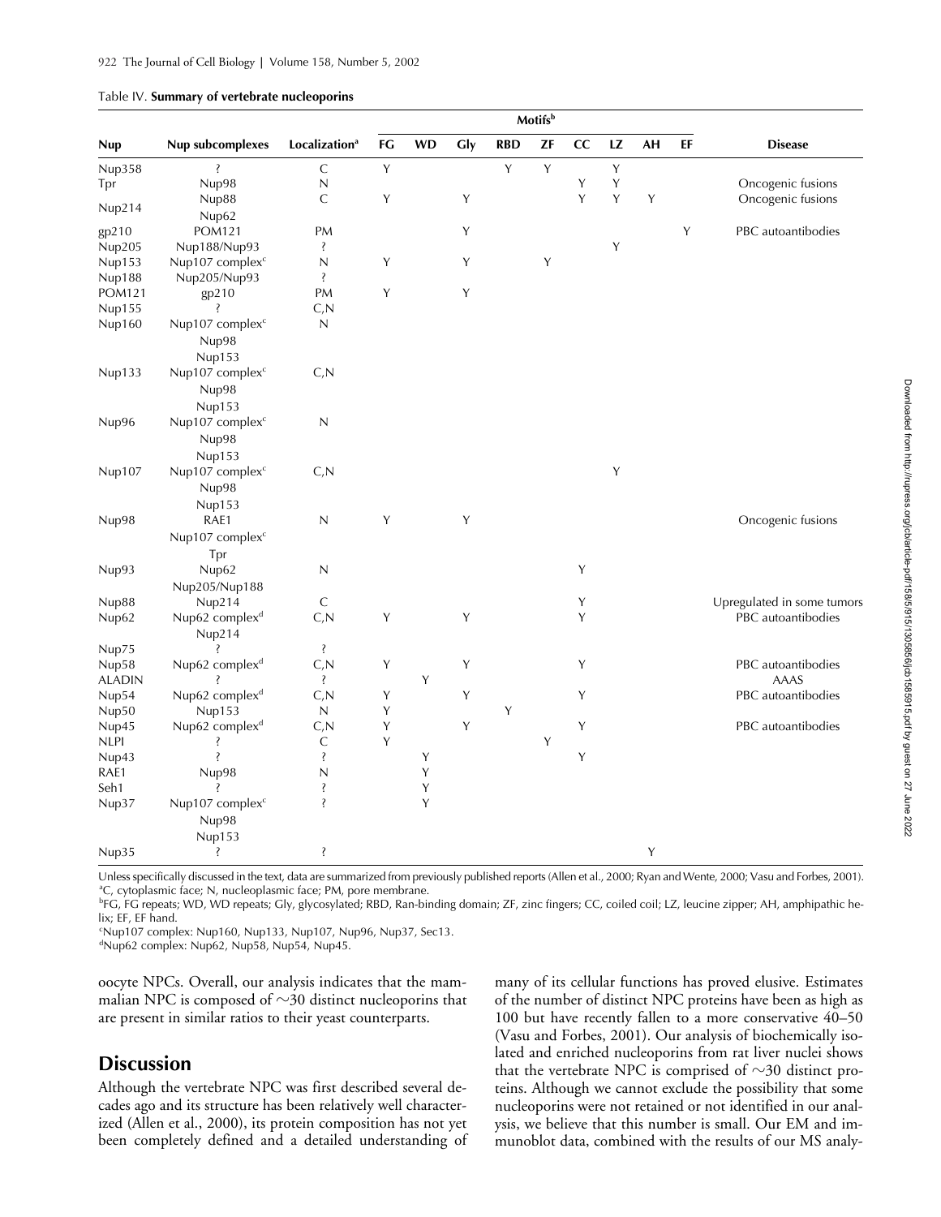Table IV. **Summary of vertebrate nucleoporins**

| Nup | Nup subcomplexes | Localization[a] | Motifs[b] | | | | | | | | | Disease |
|---|---|---|---|---|---|---|---|---|---|---|---|---|
| | | | FG | WD | Gly | RBD | ZF | CC | LZ | AH | EF | |
| Nup358 | ? | C | Y | | | Y | Y | | Y | | | |
| Tpr | Nup98 | N | | | | | | Y | Y | | | Oncogenic fusions |
| Nup214 | Nup88<br>Nup62 | C | Y | | Y | | | Y | Y | Y | | Oncogenic fusions |
| gp210 | POM121 | PM | | | Y | | | | | | Y | PBC autoantibodies |
| Nup205 | Nup188/Nup93 | ? | | | | | | | Y | | | |
| Nup153 | Nup107 complex[c] | N | Y | | Y | | Y | | | | | |
| Nup188 | Nup205/Nup93 | ? | | | | | | | | | | |
| POM121 | gp210 | PM | Y | | Y | | | | | | | |
| Nup155 | ? | C,N | | | | | | | | | | |
| Nup160 | Nup107 complex[c]<br>Nup98<br>Nup153 | N | | | | | | | | | | |
| Nup133 | Nup107 complex[c]<br>Nup98<br>Nup153 | C,N | | | | | | | | | | |
| Nup96 | Nup107 complex[c]<br>Nup98<br>Nup153 | N | | | | | | | | | | |
| Nup107 | Nup107 complex[c]<br>Nup98<br>Nup153 | C,N | | | | | | | Y | | | |
| Nup98 | RAE1<br>Nup107 complex[c]<br>Tpr | N | Y | | Y | | | | | | | Oncogenic fusions |
| Nup93 | Nup62<br>Nup205/Nup188 | N | | | | | | Y | | | | |
| Nup88 | Nup214 | C | | | | | | Y | | | | Upregulated in some tumors |
| Nup62 | Nup62 complex[d]<br>Nup214 | C,N | Y | | Y | | | Y | | | | PBC autoantibodies |
| Nup75 | ? | ? | | | | | | | | | | |
| Nup58 | Nup62 complex[d] | C,N | Y | | Y | | | Y | | | | PBC autoantibodies |
| ALADIN | ? | ? | | Y | | | | | | | | AAAS |
| Nup54 | Nup62 complex[d] | C,N | Y | | Y | | | Y | | | | PBC autoantibodies |
| Nup50 | Nup153 | N | Y | | | Y | | | | | | |
| Nup45 | Nup62 complex[d] | C,N | Y | | Y | | | Y | | | | PBC autoantibodies |
| NLPI | ? | C | Y | | | | Y | | | | | |
| Nup43 | ? | ? | | Y | | | | Y | | | | |
| RAE1 | Nup98 | N | | Y | | | | | | | | |
| Seh1 | ? | ? | | Y | | | | | | | | |
| Nup37 | Nup107 complex[c]<br>Nup98<br>Nup153 | ? | | Y | | | | | | | | |
| Nup35 | ? | ? | | | | | | | | Y | | |

Unless specifically discussed in the text, data are summarized from previously published reports (Allen et al., 2000; Ryan and Wente, 2000; Vasu and Forbes, 2001).
[a]C, cytoplasmic face; N, nucleoplasmic face; PM, pore membrane.
[b]FG, FG repeats; WD, WD repeats; Gly, glycosylated; RBD, Ran-binding domain; ZF, zinc fingers; CC, coiled coil; LZ, leucine zipper; AH, amphipathic helix; EF, EF hand.
[c]Nup107 complex: Nup160, Nup133, Nup107, Nup96, Nup37, Sec13.
[d]Nup62 complex: Nup62, Nup58, Nup54, Nup45.

oocyte NPCs. Overall, our analysis indicates that the mammalian NPC is composed of ~30 distinct nucleoporins that are present in similar ratios to their yeast counterparts.

## Discussion

Although the vertebrate NPC was first described several decades ago and its structure has been relatively well characterized (Allen et al., 2000), its protein composition has not yet been completely defined and a detailed understanding of many of its cellular functions has proved elusive. Estimates of the number of distinct NPC proteins have been as high as 100 but have recently fallen to a more conservative 40–50 (Vasu and Forbes, 2001). Our analysis of biochemically isolated and enriched nucleoporins from rat liver nuclei shows that the vertebrate NPC is comprised of ~30 distinct proteins. Although we cannot exclude the possibility that some nucleoporins were not retained or not identified in our analysis, we believe that this number is small. Our EM and immunoblot data, combined with the results of our MS analy-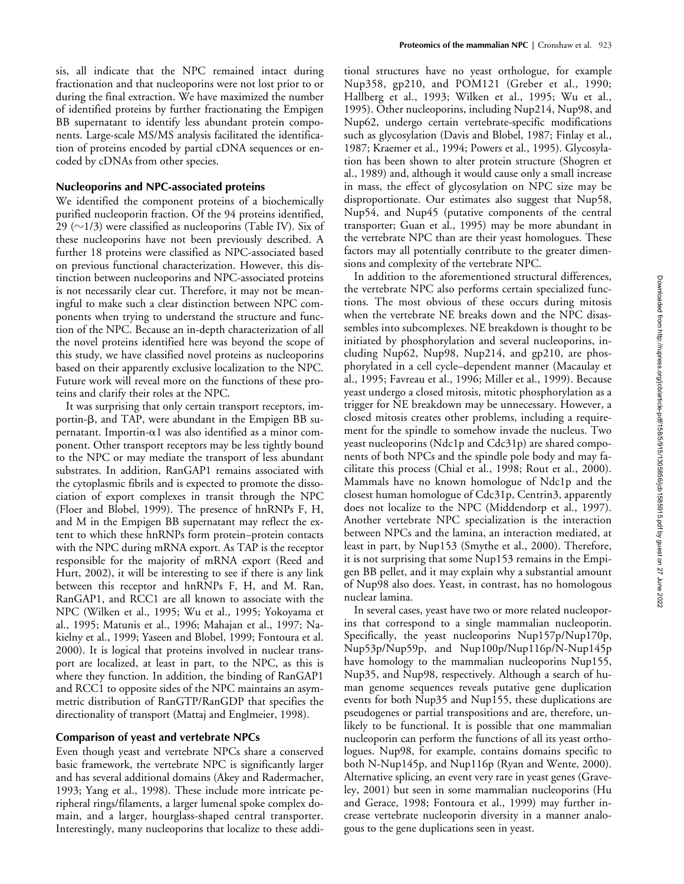sis, all indicate that the NPC remained intact during fractionation and that nucleoporins were not lost prior to or during the final extraction. We have maximized the number of identified proteins by further fractionating the Empigen BB supernatant to identify less abundant protein components. Large-scale MS/MS analysis facilitated the identification of proteins encoded by partial cDNA sequences or encoded by cDNAs from other species.

### Nucleoporins and NPC-associated proteins

We identified the component proteins of a biochemically purified nucleoporin fraction. Of the 94 proteins identified, 29 (~1/3) were classified as nucleoporins (Table IV). Six of these nucleoporins have not been previously described. A further 18 proteins were classified as NPC-associated based on previous functional characterization. However, this distinction between nucleoporins and NPC-associated proteins is not necessarily clear cut. Therefore, it may not be meaningful to make such a clear distinction between NPC components when trying to understand the structure and function of the NPC. Because an in-depth characterization of all the novel proteins identified here was beyond the scope of this study, we have classified novel proteins as nucleoporins based on their apparently exclusive localization to the NPC. Future work will reveal more on the functions of these proteins and clarify their roles at the NPC.

It was surprising that only certain transport receptors, importin-β, and TAP, were abundant in the Empigen BB supernatant. Importin-α1 was also identified as a minor component. Other transport receptors may be less tightly bound to the NPC or may mediate the transport of less abundant substrates. In addition, RanGAP1 remains associated with the cytoplasmic fibrils and is expected to promote the dissociation of export complexes in transit through the NPC (Floer and Blobel, 1999). The presence of hnRNPs F, H, and M in the Empigen BB supernatant may reflect the extent to which these hnRNPs form protein–protein contacts with the NPC during mRNA export. As TAP is the receptor responsible for the majority of mRNA export (Reed and Hurt, 2002), it will be interesting to see if there is any link between this receptor and hnRNPs F, H, and M. Ran, RanGAP1, and RCC1 are all known to associate with the NPC (Wilken et al., 1995; Wu et al., 1995; Yokoyama et al., 1995; Matunis et al., 1996; Mahajan et al., 1997; Nakielny et al., 1999; Yaseen and Blobel, 1999; Fontoura et al. 2000). It is logical that proteins involved in nuclear transport are localized, at least in part, to the NPC, as this is where they function. In addition, the binding of RanGAP1 and RCC1 to opposite sides of the NPC maintains an asymmetric distribution of RanGTP/RanGDP that specifies the directionality of transport (Mattaj and Englmeier, 1998).

### Comparison of yeast and vertebrate NPCs

Even though yeast and vertebrate NPCs share a conserved basic framework, the vertebrate NPC is significantly larger and has several additional domains (Akey and Radermacher, 1993; Yang et al., 1998). These include more intricate peripheral rings/filaments, a larger lumenal spoke complex domain, and a larger, hourglass-shaped central transporter. Interestingly, many nucleoporins that localize to these additional structures have no yeast orthologue, for example Nup358, gp210, and POM121 (Greber et al., 1990; Hallberg et al., 1993; Wilken et al., 1995; Wu et al., 1995). Other nucleoporins, including Nup214, Nup98, and Nup62, undergo certain vertebrate-specific modifications such as glycosylation (Davis and Blobel, 1987; Finlay et al., 1987; Kraemer et al., 1994; Powers et al., 1995). Glycosylation has been shown to alter protein structure (Shogren et al., 1989) and, although it would cause only a small increase in mass, the effect of glycosylation on NPC size may be disproportionate. Our estimates also suggest that Nup58, Nup54, and Nup45 (putative components of the central transporter; Guan et al., 1995) may be more abundant in the vertebrate NPC than are their yeast homologues. These factors may all potentially contribute to the greater dimensions and complexity of the vertebrate NPC.

In addition to the aforementioned structural differences, the vertebrate NPC also performs certain specialized functions. The most obvious of these occurs during mitosis when the vertebrate NE breaks down and the NPC disassembles into subcomplexes. NE breakdown is thought to be initiated by phosphorylation and several nucleoporins, including Nup62, Nup98, Nup214, and gp210, are phosphorylated in a cell cycle–dependent manner (Macaulay et al., 1995; Favreau et al., 1996; Miller et al., 1999). Because yeast undergo a closed mitosis, mitotic phosphorylation as a trigger for NE breakdown may be unnecessary. However, a closed mitosis creates other problems, including a requirement for the spindle to somehow invade the nucleus. Two yeast nucleoporins (Ndc1p and Cdc31p) are shared components of both NPCs and the spindle pole body and may facilitate this process (Chial et al., 1998; Rout et al., 2000). Mammals have no known homologue of Ndc1p and the closest human homologue of Cdc31p, Centrin3, apparently does not localize to the NPC (Middendorp et al., 1997). Another vertebrate NPC specialization is the interaction between NPCs and the lamina, an interaction mediated, at least in part, by Nup153 (Smythe et al., 2000). Therefore, it is not surprising that some Nup153 remains in the Empigen BB pellet, and it may explain why a substantial amount of Nup98 also does. Yeast, in contrast, has no homologous nuclear lamina.

In several cases, yeast have two or more related nucleoporins that correspond to a single mammalian nucleoporin. Specifically, the yeast nucleoporins Nup157p/Nup170p, Nup53p/Nup59p, and Nup100p/Nup116p/N-Nup145p have homology to the mammalian nucleoporins Nup155, Nup35, and Nup98, respectively. Although a search of human genome sequences reveals putative gene duplication events for both Nup35 and Nup155, these duplications are pseudogenes or partial transpositions and are, therefore, unlikely to be functional. It is possible that one mammalian nucleoporin can perform the functions of all its yeast orthologues. Nup98, for example, contains domains specific to both N-Nup145p, and Nup116p (Ryan and Wente, 2000). Alternative splicing, an event very rare in yeast genes (Graveley, 2001) but seen in some mammalian nucleoporins (Hu and Gerace, 1998; Fontoura et al., 1999) may further increase vertebrate nucleoporin diversity in a manner analogous to the gene duplications seen in yeast.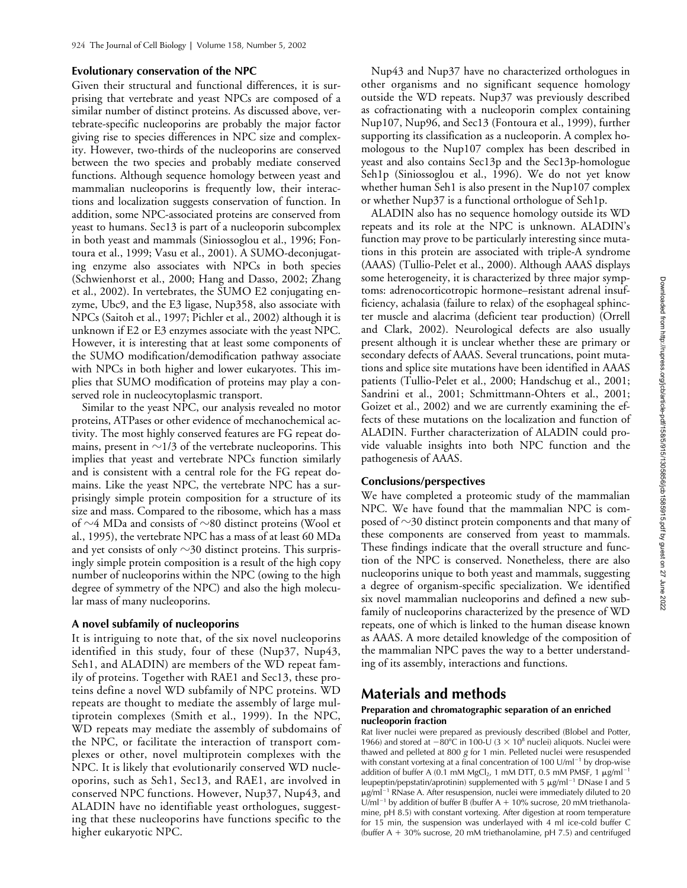### Evolutionary conservation of the NPC

Given their structural and functional differences, it is surprising that vertebrate and yeast NPCs are composed of a similar number of distinct proteins. As discussed above, vertebrate-specific nucleoporins are probably the major factor giving rise to species differences in NPC size and complexity. However, two-thirds of the nucleoporins are conserved between the two species and probably mediate conserved functions. Although sequence homology between yeast and mammalian nucleoporins is frequently low, their interactions and localization suggests conservation of function. In addition, some NPC-associated proteins are conserved from yeast to humans. Sec13 is part of a nucleoporin subcomplex in both yeast and mammals (Siniossoglou et al., 1996; Fontoura et al., 1999; Vasu et al., 2001). A SUMO-deconjugating enzyme also associates with NPCs in both species (Schwienhorst et al., 2000; Hang and Dasso, 2002; Zhang et al., 2002). In vertebrates, the SUMO E2 conjugating enzyme, Ubc9, and the E3 ligase, Nup358, also associate with NPCs (Saitoh et al., 1997; Pichler et al., 2002) although it is unknown if E2 or E3 enzymes associate with the yeast NPC. However, it is interesting that at least some components of the SUMO modification/demodification pathway associate with NPCs in both higher and lower eukaryotes. This implies that SUMO modification of proteins may play a conserved role in nucleocytoplasmic transport.

Similar to the yeast NPC, our analysis revealed no motor proteins, ATPases or other evidence of mechanochemical activity. The most highly conserved features are FG repeat domains, present in ~1/3 of the vertebrate nucleoporins. This implies that yeast and vertebrate NPCs function similarly and is consistent with a central role for the FG repeat domains. Like the yeast NPC, the vertebrate NPC has a surprisingly simple protein composition for a structure of its size and mass. Compared to the ribosome, which has a mass of ~4 MDa and consists of ~80 distinct proteins (Wool et al., 1995), the vertebrate NPC has a mass of at least 60 MDa and yet consists of only ~30 distinct proteins. This surprisingly simple protein composition is a result of the high copy number of nucleoporins within the NPC (owing to the high degree of symmetry of the NPC) and also the high molecular mass of many nucleoporins.

### A novel subfamily of nucleoporins

It is intriguing to note that, of the six novel nucleoporins identified in this study, four of these (Nup37, Nup43, Seh1, and ALADIN) are members of the WD repeat family of proteins. Together with RAE1 and Sec13, these proteins define a novel WD subfamily of NPC proteins. WD repeats are thought to mediate the assembly of large multiprotein complexes (Smith et al., 1999). In the NPC, WD repeats may mediate the assembly of subdomains of the NPC, or facilitate the interaction of transport complexes or other, novel multiprotein complexes with the NPC. It is likely that evolutionarily conserved WD nucleoporins, such as Seh1, Sec13, and RAE1, are involved in conserved NPC functions. However, Nup37, Nup43, and ALADIN have no identifiable yeast orthologues, suggesting that these nucleoporins have functions specific to the higher eukaryotic NPC.

Nup43 and Nup37 have no characterized orthologues in other organisms and no significant sequence homology outside the WD repeats. Nup37 was previously described as cofractionating with a nucleoporin complex containing Nup107, Nup96, and Sec13 (Fontoura et al., 1999), further supporting its classification as a nucleoporin. A complex homologous to the Nup107 complex has been described in yeast and also contains Sec13p and the Sec13p-homologue Seh1p (Siniossoglou et al., 1996). We do not yet know whether human Seh1 is also present in the Nup107 complex or whether Nup37 is a functional orthologue of Seh1p.

ALADIN also has no sequence homology outside its WD repeats and its role at the NPC is unknown. ALADIN's function may prove to be particularly interesting since mutations in this protein are associated with triple-A syndrome (AAAS) (Tullio-Pelet et al., 2000). Although AAAS displays some heterogeneity, it is characterized by three major symptoms: adrenocorticotropic hormone–resistant adrenal insufficiency, achalasia (failure to relax) of the esophageal sphincter muscle and alacrima (deficient tear production) (Orrell and Clark, 2002). Neurological defects are also usually present although it is unclear whether these are primary or secondary defects of AAAS. Several truncations, point mutations and splice site mutations have been identified in AAAS patients (Tullio-Pelet et al., 2000; Handschug et al., 2001; Sandrini et al., 2001; Schmittmann-Ohters et al., 2001; Goizet et al., 2002) and we are currently examining the effects of these mutations on the localization and function of ALADIN. Further characterization of ALADIN could provide valuable insights into both NPC function and the pathogenesis of AAAS.

### Conclusions/perspectives

We have completed a proteomic study of the mammalian NPC. We have found that the mammalian NPC is composed of ~30 distinct protein components and that many of these components are conserved from yeast to mammals. These findings indicate that the overall structure and function of the NPC is conserved. Nonetheless, there are also nucleoporins unique to both yeast and mammals, suggesting a degree of organism-specific specialization. We identified six novel mammalian nucleoporins and defined a new subfamily of nucleoporins characterized by the presence of WD repeats, one of which is linked to the human disease known as AAAS. A more detailed knowledge of the composition of the mammalian NPC paves the way to a better understanding of its assembly, interactions and functions.

## Materials and methods

### Preparation and chromatographic separation of an enriched nucleoporin fraction

Rat liver nuclei were prepared as previously described (Blobel and Potter, 1966) and stored at −80°C in 100-U (3 × $10^8$ nuclei) aliquots. Nuclei were thawed and pelleted at 800 *g* for 1 min. Pelleted nuclei were resuspended with constant vortexing at a final concentration of 100 U/ml$^{-1}$ by drop-wise addition of buffer A (0.1 mM $MgCl_2$, 1 mM DTT, 0.5 mM PMSF, 1 μg/ml$^{-1}$ leupeptin/pepstatin/aprotinin) supplemented with 5 μg/ml$^{-1}$ DNase I and 5 μg/ml$^{-1}$ RNase A. After resuspension, nuclei were immediately diluted to 20 U/ml$^{-1}$ by addition of buffer B (buffer A + 10% sucrose, 20 mM triethanolamine, pH 8.5) with constant vortexing. After digestion at room temperature for 15 min, the suspension was underlayed with 4 ml ice-cold buffer C (buffer A + 30% sucrose, 20 mM triethanolamine, pH 7.5) and centrifuged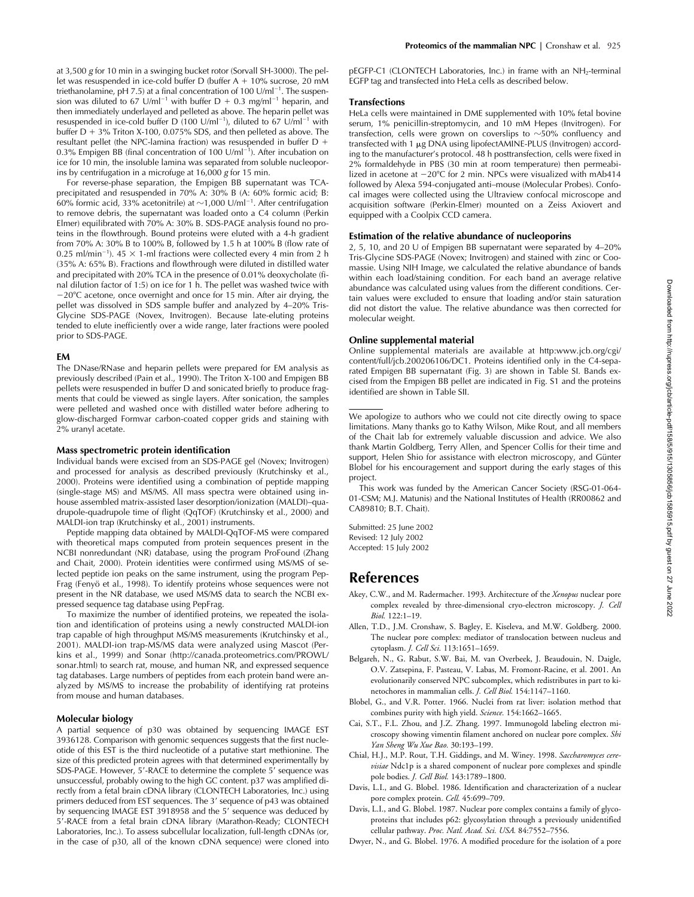at 3,500 *g* for 10 min in a swinging bucket rotor (Sorvall SH-3000). The pellet was resuspended in ice-cold buffer D (buffer A + 10% sucrose, 20 mM triethanolamine, pH 7.5) at a final concentration of 100 U/ml$^{-1}$. The suspension was diluted to 67 U/ml$^{-1}$ with buffer D + 0.3 mg/ml$^{-1}$ heparin, and then immediately underlayed and pelleted as above. The heparin pellet was resuspended in ice-cold buffer D (100 U/ml$^{-1}$), diluted to 67 U/ml$^{-1}$ with buffer D + 3% Triton X-100, 0.075% SDS, and then pelleted as above. The resultant pellet (the NPC-lamina fraction) was resuspended in buffer D + 0.3% Empigen BB (final concentration of 100 U/ml$^{-1}$). After incubation on ice for 10 min, the insoluble lamina was separated from soluble nucleoporins by centrifugation in a microfuge at 16,000 *g* for 15 min.

For reverse-phase separation, the Empigen BB supernatant was TCA-precipitated and resuspended in 70% A: 30% B (A: 60% formic acid; B: 60% formic acid, 33% acetonitrile) at ~1,000 U/ml$^{-1}$. After centrifugation to remove debris, the supernatant was loaded onto a C4 column (Perkin Elmer) equilibrated with 70% A: 30% B. SDS-PAGE analysis found no proteins in the flowthrough. Bound proteins were eluted with a 4-h gradient from 70% A: 30% B to 100% B, followed by 1.5 h at 100% B (flow rate of 0.25 ml/min$^{-1}$). 45 × 1-ml fractions were collected every 4 min from 2 h (35% A: 65% B). Fractions and flowthrough were diluted in distilled water and precipitated with 20% TCA in the presence of 0.01% deoxycholate (final dilution factor of 1:5) on ice for 1 h. The pellet was washed twice with −20°C acetone, once overnight and once for 15 min. After air drying, the pellet was dissolved in SDS sample buffer and analyzed by 4–20% Tris-Glycine SDS-PAGE (Novex, Invitrogen). Because late-eluting proteins tended to elute inefficiently over a wide range, later fractions were pooled prior to SDS-PAGE.

### EM

The DNase/RNase and heparin pellets were prepared for EM analysis as previously described (Pain et al., 1990). The Triton X-100 and Empigen BB pellets were resuspended in buffer D and sonicated briefly to produce fragments that could be viewed as single layers. After sonication, the samples were pelleted and washed once with distilled water before adhering to glow-discharged Formvar carbon-coated copper grids and staining with 2% uranyl acetate.

### Mass spectrometric protein identification

Individual bands were excised from an SDS-PAGE gel (Novex; Invitrogen) and processed for analysis as described previously (Krutchinsky et al., 2000). Proteins were identified using a combination of peptide mapping (single-stage MS) and MS/MS. All mass spectra were obtained using in-house assembled matrix-assisted laser desorption/ionization (MALDI)–quadrupole-quadrupole time of flight (QqTOF) (Krutchinsky et al., 2000) and MALDI-ion trap (Krutchinsky et al., 2001) instruments.

Peptide mapping data obtained by MALDI-QqTOF-MS were compared with theoretical maps computed from protein sequences present in the NCBI nonredundant (NR) database, using the program ProFound (Zhang and Chait, 2000). Protein identities were confirmed using MS/MS of selected peptide ion peaks on the same instrument, using the program PepFrag (Fenyö et al., 1998). To identify proteins whose sequences were not present in the NR database, we used MS/MS data to search the NCBI expressed sequence tag database using PepFrag.

To maximize the number of identified proteins, we repeated the isolation and identification of proteins using a newly constructed MALDI-ion trap capable of high throughput MS/MS measurements (Krutchinsky et al., 2001). MALDI-ion trap-MS/MS data were analyzed using Mascot (Perkins et al., 1999) and Sonar (http://canada.proteometrics.com/PROWL/sonar.html) to search rat, mouse, and human NR, and expressed sequence tag databases. Large numbers of peptides from each protein band were analyzed by MS/MS to increase the probability of identifying rat proteins from mouse and human databases.

### Molecular biology

A partial sequence of p30 was obtained by sequencing IMAGE EST 3936128. Comparison with genomic sequences suggests that the first nucleotide of this EST is the third nucleotide of a putative start methionine. The size of this predicted protein agrees with that determined experimentally by SDS-PAGE. However, 5′-RACE to determine the complete 5′ sequence was unsuccessful, probably owing to the high GC content. p37 was amplified directly from a fetal brain cDNA library (CLONTECH Laboratories, Inc.) using primers deduced from EST sequences. The 3′ sequence of p43 was obtained by sequencing IMAGE EST 3918958 and the 5′ sequence was deduced by 5′-RACE from a fetal brain cDNA library (Marathon-Ready; CLONTECH Laboratories, Inc.). To assess subcellular localization, full-length cDNAs (or, in the case of p30, all of the known cDNA sequence) were cloned into pEGFP-C1 (CLONTECH Laboratories, Inc.) in frame with an $NH_2$-terminal EGFP tag and transfected into HeLa cells as described below.

### Transfections

HeLa cells were maintained in DME supplemented with 10% fetal bovine serum, 1% penicillin-streptomycin, and 10 mM Hepes (Invitrogen). For transfection, cells were grown on coverslips to ~50% confluency and transfected with 1 μg DNA using lipofectAMINE-PLUS (Invitrogen) according to the manufacturer's protocol. 48 h posttransfection, cells were fixed in 2% formaldehyde in PBS (30 min at room temperature) then permeabilized in acetone at −20°C for 2 min. NPCs were visualized with mAb414 followed by Alexa 594-conjugated anti–mouse (Molecular Probes). Confocal images were collected using the Ultraview confocal microscope and acquisition software (Perkin-Elmer) mounted on a Zeiss Axiovert and equipped with a Coolpix CCD camera.

### Estimation of the relative abundance of nucleoporins

2, 5, 10, and 20 U of Empigen BB supernatant were separated by 4–20% Tris-Glycine SDS-PAGE (Novex; Invitrogen) and stained with zinc or Coomassie. Using NIH Image, we calculated the relative abundance of bands within each load/staining condition. For each band an average relative abundance was calculated using values from the different conditions. Certain values were excluded to ensure that loading and/or stain saturation did not distort the value. The relative abundance was then corrected for molecular weight.

### Online supplemental material

Online supplemental materials are available at http:www.jcb.org/cgi/content/full/jcb.200206106/DC1. Proteins identified only in the C4-separated Empigen BB supernatant (Fig. 3) are shown in Table SI. Bands excised from the Empigen BB pellet are indicated in Fig. S1 and the proteins identified are shown in Table SII.

---

We apologize to authors who we could not cite directly owing to space limitations. Many thanks go to Kathy Wilson, Mike Rout, and all members of the Chait lab for extremely valuable discussion and advice. We also thank Martin Goldberg, Terry Allen, and Spencer Collis for their time and support, Helen Shio for assistance with electron microscopy, and Günter Blobel for his encouragement and support during the early stages of this project.

This work was funded by the American Cancer Society (RSG-01-064-01-CSM; M.J. Matunis) and the National Institutes of Health (RR00862 and CA89810; B.T. Chait).

Submitted: 25 June 2002
Revised: 12 July 2002
Accepted: 15 July 2002

## References

Akey, C.W., and M. Radermacher. 1993. Architecture of the *Xenopus* nuclear pore complex revealed by three-dimensional cryo-electron microscopy. *J. Cell Biol.* 122:1–19.

Allen, T.D., J.M. Cronshaw, S. Bagley, E. Kiseleva, and M.W. Goldberg. 2000. The nuclear pore complex: mediator of translocation between nucleus and cytoplasm. *J. Cell Sci.* 113:1651–1659.

Belgareh, N., G. Rabut, S.W. Bai, M. van Overbeek, J. Beaudouin, N. Daigle, O.V. Zatsepina, F. Pasteau, V. Labas, M. Fromont-Racine, et al. 2001. An evolutionarily conserved NPC subcomplex, which redistributes in part to kinetochores in mammalian cells. *J. Cell Biol.* 154:1147–1160.

Blobel, G., and V.R. Potter. 1966. Nuclei from rat liver: isolation method that combines purity with high yield. *Science.* 154:1662–1665.

Cai, S.T., F.L. Zhou, and J.Z. Zhang. 1997. Immunogold labeling electron microscopy showing vimentin filament anchored on nuclear pore complex. *Shi Yan Sheng Wu Xue Bao.* 30:193–199.

Chial, H.J., M.P. Rout, T.H. Giddings, and M. Winey. 1998. *Saccharomyces cerevisiae* Ndc1p is a shared component of nuclear pore complexes and spindle pole bodies. *J. Cell Biol.* 143:1789–1800.

Davis, L.I., and G. Blobel. 1986. Identification and characterization of a nuclear pore complex protein. *Cell.* 45:699–709.

Davis, L.I., and G. Blobel. 1987. Nuclear pore complex contains a family of glycoproteins that includes p62: glycosylation through a previously unidentified cellular pathway. *Proc. Natl. Acad. Sci. USA.* 84:7552–7556.

Dwyer, N., and G. Blobel. 1976. A modified procedure for the isolation of a pore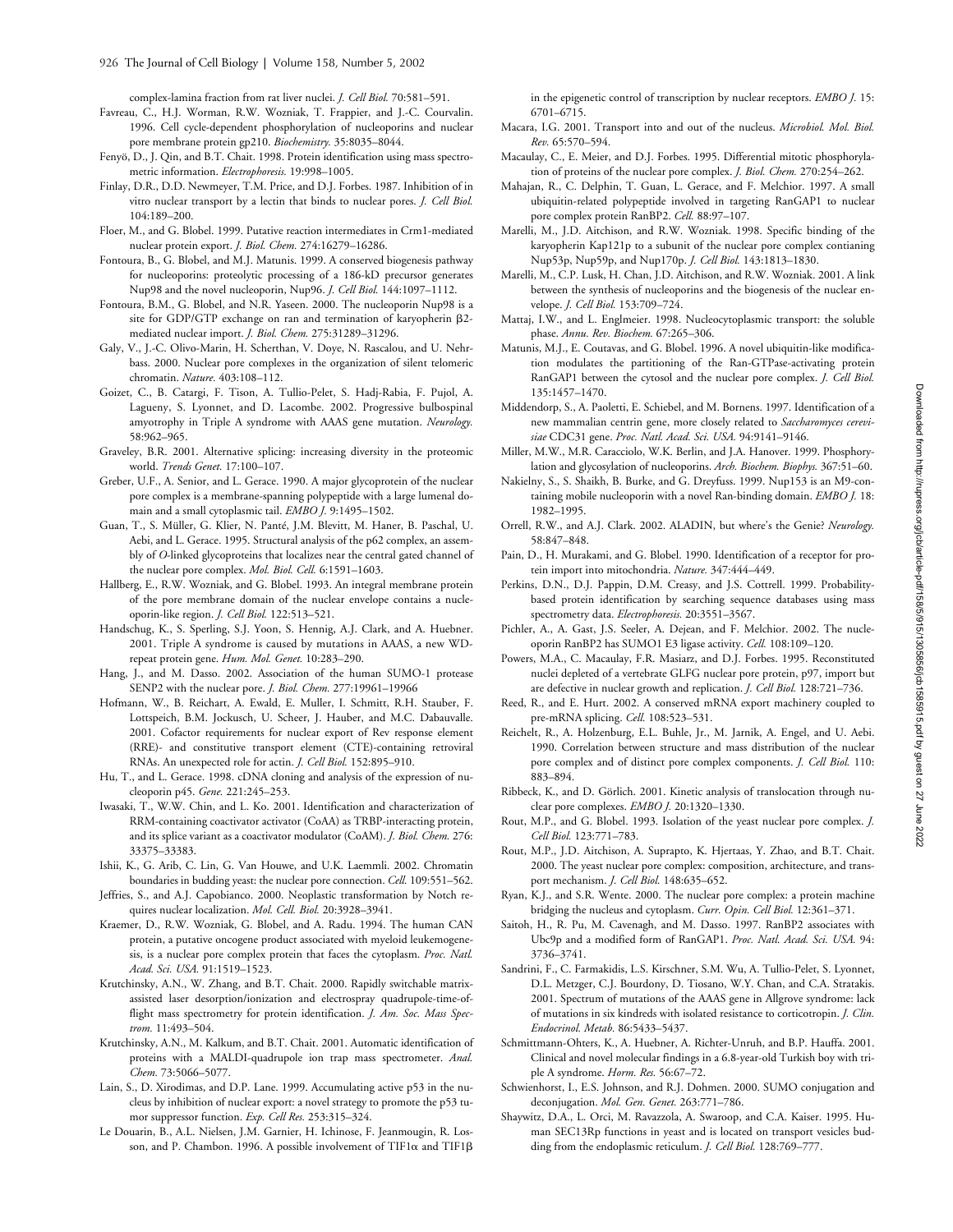complex-lamina fraction from rat liver nuclei. *J. Cell Biol.* 70:581–591.

Favreau, C., H.J. Worman, R.W. Wozniak, T. Frappier, and J.-C. Courvalin. 1996. Cell cycle-dependent phosphorylation of nucleoporins and nuclear pore membrane protein gp210. *Biochemistry.* 35:8035–8044.

Fenyö, D., J. Qin, and B.T. Chait. 1998. Protein identification using mass spectrometric information. *Electrophoresis.* 19:998–1005.

Finlay, D.R., D.D. Newmeyer, T.M. Price, and D.J. Forbes. 1987. Inhibition of in vitro nuclear transport by a lectin that binds to nuclear pores. *J. Cell Biol.* 104:189–200.

Floer, M., and G. Blobel. 1999. Putative reaction intermediates in Crm1-mediated nuclear protein export. *J. Biol. Chem.* 274:16279–16286.

Fontoura, B., G. Blobel, and M.J. Matunis. 1999. A conserved biogenesis pathway for nucleoporins: proteolytic processing of a 186-kD precursor generates Nup98 and the novel nucleoporin, Nup96. *J. Cell Biol.* 144:1097–1112.

Fontoura, B.M., G. Blobel, and N.R. Yaseen. 2000. The nucleoporin Nup98 is a site for GDP/GTP exchange on ran and termination of karyopherin β2-mediated nuclear import. *J. Biol. Chem.* 275:31289–31296.

Galy, V., J.-C. Olivo-Marin, H. Scherthan, V. Doye, N. Rascalou, and U. Nehrbass. 2000. Nuclear pore complexes in the organization of silent telomeric chromatin. *Nature.* 403:108–112.

Goizet, C., B. Catargi, F. Tison, A. Tullio-Pelet, S. Hadj-Rabia, F. Pujol, A. Lagueny, S. Lyonnet, and D. Lacombe. 2002. Progressive bulbospinal amyotrophy in Triple A syndrome with AAAS gene mutation. *Neurology.* 58:962–965.

Graveley, B.R. 2001. Alternative splicing: increasing diversity in the proteomic world. *Trends Genet.* 17:100–107.

Greber, U.F., A. Senior, and L. Gerace. 1990. A major glycoprotein of the nuclear pore complex is a membrane-spanning polypeptide with a large lumenal domain and a small cytoplasmic tail. *EMBO J.* 9:1495–1502.

Guan, T., S. Müller, G. Klier, N. Panté, J.M. Blevitt, M. Haner, B. Paschal, U. Aebi, and L. Gerace. 1995. Structural analysis of the p62 complex, an assembly of *O*-linked glycoproteins that localizes near the central gated channel of the nuclear pore complex. *Mol. Biol. Cell.* 6:1591–1603.

Hallberg, E., R.W. Wozniak, and G. Blobel. 1993. An integral membrane protein of the pore membrane domain of the nuclear envelope contains a nucleoporin-like region. *J. Cell Biol.* 122:513–521.

Handschug, K., S. Sperling, S.J. Yoon, S. Hennig, A.J. Clark, and A. Huebner. 2001. Triple A syndrome is caused by mutations in AAAS, a new WD-repeat protein gene. *Hum. Mol. Genet.* 10:283–290.

Hang, J., and M. Dasso. 2002. Association of the human SUMO-1 protease SENP2 with the nuclear pore. *J. Biol. Chem.* 277:19961–19966

Hofmann, W., B. Reichart, A. Ewald, E. Muller, I. Schmitt, R.H. Stauber, F. Lottspeich, B.M. Jockusch, U. Scheer, J. Hauber, and M.C. Dabauvalle. 2001. Cofactor requirements for nuclear export of Rev response element (RRE)- and constitutive transport element (CTE)-containing retroviral RNAs. An unexpected role for actin. *J. Cell Biol.* 152:895–910.

Hu, T., and L. Gerace. 1998. cDNA cloning and analysis of the expression of nucleoporin p45. *Gene.* 221:245–253.

Iwasaki, T., W.W. Chin, and L. Ko. 2001. Identification and characterization of RRM-containing coactivator activator (CoAA) as TRBP-interacting protein, and its splice variant as a coactivator modulator (CoAM). *J. Biol. Chem.* 276:33375–33383.

Ishii, K., G. Arib, C. Lin, G. Van Houwe, and U.K. Laemmli. 2002. Chromatin boundaries in budding yeast: the nuclear pore connection. *Cell.* 109:551–562.

Jeffries, S., and A.J. Capobianco. 2000. Neoplastic transformation by Notch requires nuclear localization. *Mol. Cell. Biol.* 20:3928–3941.

Kraemer, D., R.W. Wozniak, G. Blobel, and A. Radu. 1994. The human CAN protein, a putative oncogene product associated with myeloid leukemogenesis, is a nuclear pore complex protein that faces the cytoplasm. *Proc. Natl. Acad. Sci. USA.* 91:1519–1523.

Krutchinsky, A.N., W. Zhang, and B.T. Chait. 2000. Rapidly switchable matrix-assisted laser desorption/ionization and electrospray quadrupole-time-of-flight mass spectrometry for protein identification. *J. Am. Soc. Mass Spectrom.* 11:493–504.

Krutchinsky, A.N., M. Kalkum, and B.T. Chait. 2001. Automatic identification of proteins with a MALDI-quadrupole ion trap mass spectrometer. *Anal. Chem.* 73:5066–5077.

Lain, S., D. Xirodimas, and D.P. Lane. 1999. Accumulating active p53 in the nucleus by inhibition of nuclear export: a novel strategy to promote the p53 tumor suppressor function. *Exp. Cell Res.* 253:315–324.

Le Douarin, B., A.L. Nielsen, J.M. Garnier, H. Ichinose, F. Jeanmougin, R. Losson, and P. Chambon. 1996. A possible involvement of TIF1α and TIF1β in the epigenetic control of transcription by nuclear receptors. *EMBO J.* 15:6701–6715.

Macara, I.G. 2001. Transport into and out of the nucleus. *Microbiol. Mol. Biol. Rev.* 65:570–594.

Macaulay, C., E. Meier, and D.J. Forbes. 1995. Differential mitotic phosphorylation of proteins of the nuclear pore complex. *J. Biol. Chem.* 270:254–262.

Mahajan, R., C. Delphin, T. Guan, L. Gerace, and F. Melchior. 1997. A small ubiquitin-related polypeptide involved in targeting RanGAP1 to nuclear pore complex protein RanBP2. *Cell.* 88:97–107.

Marelli, M., J.D. Aitchison, and R.W. Wozniak. 1998. Specific binding of the karyopherin Kap121p to a subunit of the nuclear pore complex contianing Nup53p, Nup59p, and Nup170p. *J. Cell Biol.* 143:1813–1830.

Marelli, M., C.P. Lusk, H. Chan, J.D. Aitchison, and R.W. Wozniak. 2001. A link between the synthesis of nucleoporins and the biogenesis of the nuclear envelope. *J. Cell Biol.* 153:709–724.

Mattaj, I.W., and L. Englmeier. 1998. Nucleocytoplasmic transport: the soluble phase. *Annu. Rev. Biochem.* 67:265–306.

Matunis, M.J., E. Coutavas, and G. Blobel. 1996. A novel ubiquitin-like modification modulates the partitioning of the Ran-GTPase-activating protein RanGAP1 between the cytosol and the nuclear pore complex. *J. Cell Biol.* 135:1457–1470.

Middendorp, S., A. Paoletti, E. Schiebel, and M. Bornens. 1997. Identification of a new mammalian centrin gene, more closely related to *Saccharomyces cerevisiae* CDC31 gene. *Proc. Natl. Acad. Sci. USA.* 94:9141–9146.

Miller, M.W., M.R. Caracciolo, W.K. Berlin, and J.A. Hanover. 1999. Phosphorylation and glycosylation of nucleoporins. *Arch. Biochem. Biophys.* 367:51–60.

Nakielny, S., S. Shaikh, B. Burke, and G. Dreyfuss. 1999. Nup153 is an M9-containing mobile nucleoporin with a novel Ran-binding domain. *EMBO J.* 18:1982–1995.

Orrell, R.W., and A.J. Clark. 2002. ALADIN, but where's the Genie? *Neurology.* 58:847–848.

Pain, D., H. Murakami, and G. Blobel. 1990. Identification of a receptor for protein import into mitochondria. *Nature.* 347:444–449.

Perkins, D.N., D.J. Pappin, D.M. Creasy, and J.S. Cottrell. 1999. Probability-based protein identification by searching sequence databases using mass spectrometry data. *Electrophoresis.* 20:3551–3567.

Pichler, A., A. Gast, J.S. Seeler, A. Dejean, and F. Melchior. 2002. The nucleoporin RanBP2 has SUMO1 E3 ligase activity. *Cell.* 108:109–120.

Powers, M.A., C. Macaulay, F.R. Masiarz, and D.J. Forbes. 1995. Reconstituted nuclei depleted of a vertebrate GLFG nuclear pore protein, p97, import but are defective in nuclear growth and replication. *J. Cell Biol.* 128:721–736.

Reed, R., and E. Hurt. 2002. A conserved mRNA export machinery coupled to pre-mRNA splicing. *Cell.* 108:523–531.

Reichelt, R., A. Holzenburg, E.L. Buhle, Jr., M. Jarnik, A. Engel, and U. Aebi. 1990. Correlation between structure and mass distribution of the nuclear pore complex and of distinct pore complex components. *J. Cell Biol.* 110:883–894.

Ribbeck, K., and D. Görlich. 2001. Kinetic analysis of translocation through nuclear pore complexes. *EMBO J.* 20:1320–1330.

Rout, M.P., and G. Blobel. 1993. Isolation of the yeast nuclear pore complex. *J. Cell Biol.* 123:771–783.

Rout, M.P., J.D. Aitchison, A. Suprapto, K. Hjertaas, Y. Zhao, and B.T. Chait. 2000. The yeast nuclear pore complex: composition, architecture, and transport mechanism. *J. Cell Biol.* 148:635–652.

Ryan, K.J., and S.R. Wente. 2000. The nuclear pore complex: a protein machine bridging the nucleus and cytoplasm. *Curr. Opin. Cell Biol.* 12:361–371.

Saitoh, H., R. Pu, M. Cavenagh, and M. Dasso. 1997. RanBP2 associates with Ubc9p and a modified form of RanGAP1. *Proc. Natl. Acad. Sci. USA.* 94:3736–3741.

Sandrini, F., C. Farmakidis, L.S. Kirschner, S.M. Wu, A. Tullio-Pelet, S. Lyonnet, D.L. Metzger, C.J. Bourdony, D. Tiosano, W.Y. Chan, and C.A. Stratakis. 2001. Spectrum of mutations of the AAAS gene in Allgrove syndrome: lack of mutations in six kindreds with isolated resistance to corticotropin. *J. Clin. Endocrinol. Metab.* 86:5433–5437.

Schmittmann-Ohters, K., A. Huebner, A. Richter-Unruh, and B.P. Hauffa. 2001. Clinical and novel molecular findings in a 6.8-year-old Turkish boy with triple A syndrome. *Horm. Res.* 56:67–72.

Schwienhorst, I., E.S. Johnson, and R.J. Dohmen. 2000. SUMO conjugation and deconjugation. *Mol. Gen. Genet.* 263:771–786.

Shaywitz, D.A., L. Orci, M. Ravazzola, A. Swaroop, and C.A. Kaiser. 1995. Human SEC13Rp functions in yeast and is located on transport vesicles budding from the endoplasmic reticulum. *J. Cell Biol.* 128:769–777.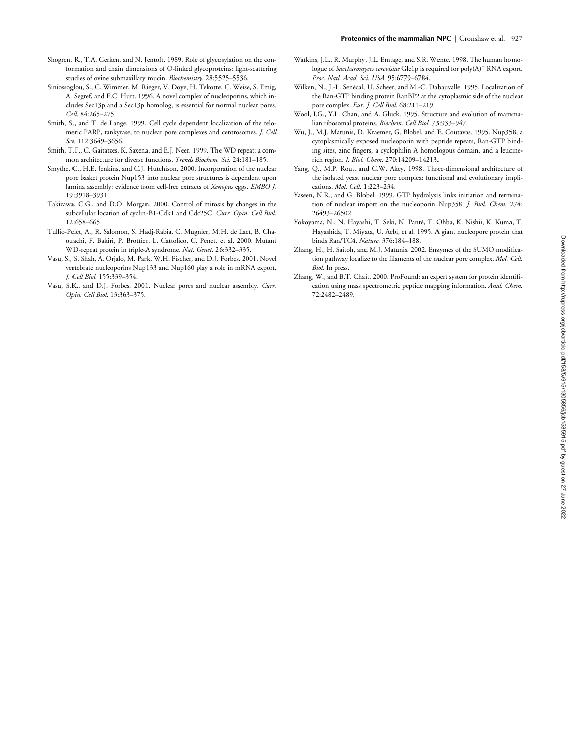Shogren, R., T.A. Gerken, and N. Jentoft. 1989. Role of glycosylation on the conformation and chain dimensions of O-linked glycoproteins: light-scattering studies of ovine submaxillary mucin. *Biochemistry.* 28:5525–5536.

Siniossoglou, S., C. Wimmer, M. Rieger, V. Doye, H. Tekotte, C. Weise, S. Emig, A. Segref, and E.C. Hurt. 1996. A novel complex of nucleoporins, which includes Sec13p and a Sec13p homolog, is essential for normal nuclear pores. *Cell.* 84:265–275.

Smith, S., and T. de Lange. 1999. Cell cycle dependent localization of the telomeric PARP, tankyrase, to nuclear pore complexes and centrosomes. *J. Cell Sci.* 112:3649–3656.

Smith, T.F., C. Gaitatzes, K. Saxena, and E.J. Neer. 1999. The WD repeat: a common architecture for diverse functions. *Trends Biochem. Sci.* 24:181–185.

Smythe, C., H.E. Jenkins, and C.J. Hutchison. 2000. Incorporation of the nuclear pore basket protein Nup153 into nuclear pore structures is dependent upon lamina assembly: evidence from cell-free extracts of *Xenopus* eggs. *EMBO J.* 19:3918–3931.

Takizawa, C.G., and D.O. Morgan. 2000. Control of mitosis by changes in the subcellular location of cyclin-B1-Cdk1 and Cdc25C. *Curr. Opin. Cell Biol.* 12:658–665.

Tullio-Pelet, A., R. Salomon, S. Hadj-Rabia, C. Mugnier, M.H. de Laet, B. Chaouachi, F. Bakiri, P. Brottier, L. Cattolico, C. Penet, et al. 2000. Mutant WD-repeat protein in triple-A syndrome. *Nat. Genet.* 26:332–335.

Vasu, S., S. Shah, A. Orjalo, M. Park, W.H. Fischer, and D.J. Forbes. 2001. Novel vertebrate nucleoporins Nup133 and Nup160 play a role in mRNA export. *J. Cell Biol.* 155:339–354.

Vasu, S.K., and D.J. Forbes. 2001. Nuclear pores and nuclear assembly. *Curr. Opin. Cell Biol.* 13:363–375.

Watkins, J.L., R. Murphy, J.L. Emtage, and S.R. Wente. 1998. The human homologue of *Saccharomyces cerevisiae* Gle1p is required for poly(A)$^+$ RNA export. *Proc. Natl. Acad. Sci. USA.* 95:6779–6784.

Wilken, N., J.-L. Senécal, U. Scheer, and M.-C. Dabauvalle. 1995. Localization of the Ran-GTP binding protein RanBP2 at the cytoplasmic side of the nuclear pore complex. *Eur. J. Cell Biol.* 68:211–219.

Wool, I.G., Y.L. Chan, and A. Gluck. 1995. Structure and evolution of mammalian ribosomal proteins. *Biochem. Cell Biol.* 73:933–947.

Wu, J., M.J. Matunis, D. Kraemer, G. Blobel, and E. Coutavas. 1995. Nup358, a cytoplasmically exposed nucleoporin with peptide repeats, Ran-GTP binding sites, zinc fingers, a cyclophilin A homologous domain, and a leucine-rich region. *J. Biol. Chem.* 270:14209–14213.

Yang, Q., M.P. Rout, and C.W. Akey. 1998. Three-dimensional architecture of the isolated yeast nuclear pore complex: functional and evolutionary implications. *Mol. Cell.* 1:223–234.

Yaseen, N.R., and G. Blobel. 1999. GTP hydrolysis links initiation and termination of nuclear import on the nucleoporin Nup358. *J. Biol. Chem.* 274: 26493–26502.

Yokoyama, N., N. Hayashi, T. Seki, N. Panté, T. Ohba, K. Nishii, K. Kuma, T. Hayashida, T. Miyata, U. Aebi, et al. 1995. A giant nucleopore protein that binds Ran/TC4. *Nature.* 376:184–188.

Zhang, H., H. Saitoh, and M.J. Matunis. 2002. Enzymes of the SUMO modification pathway localize to the filaments of the nuclear pore complex. *Mol. Cell. Biol.* In press.

Zhang, W., and B.T. Chait. 2000. ProFound: an expert system for protein identification using mass spectrometric peptide mapping information. *Anal. Chem.* 72:2482–2489.